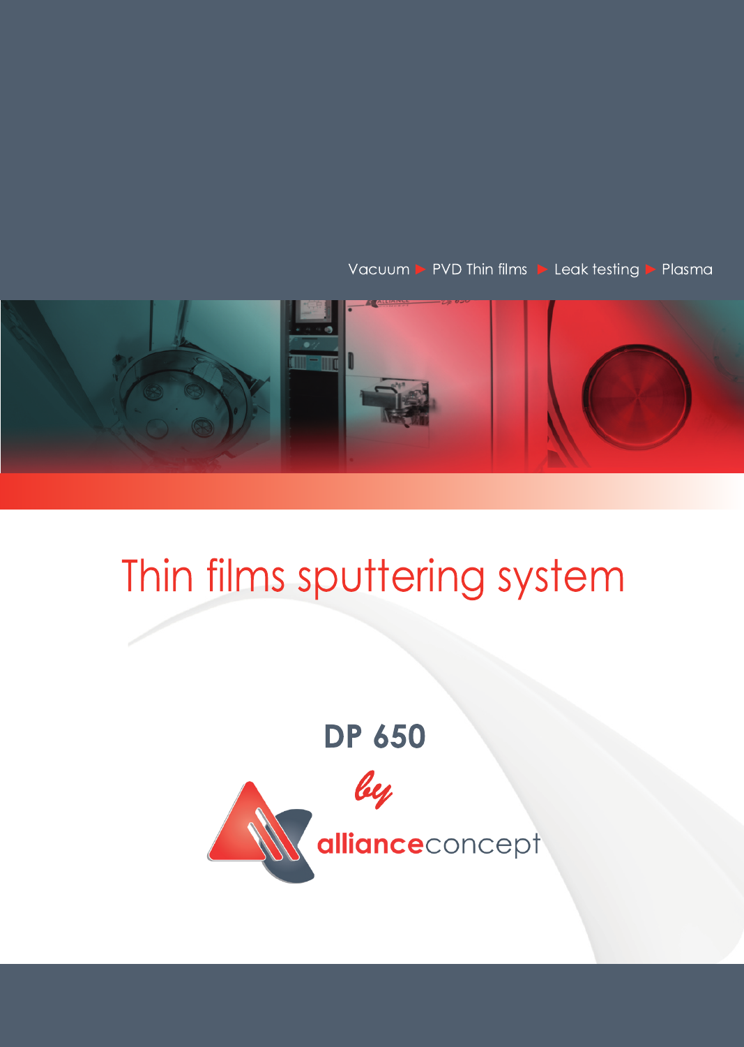Vacuum ▶ PVD Thin films ▶ Leak testing ▶ Plasma

# Thin films sputtering system

## DP 650

*by*

**alliance**concept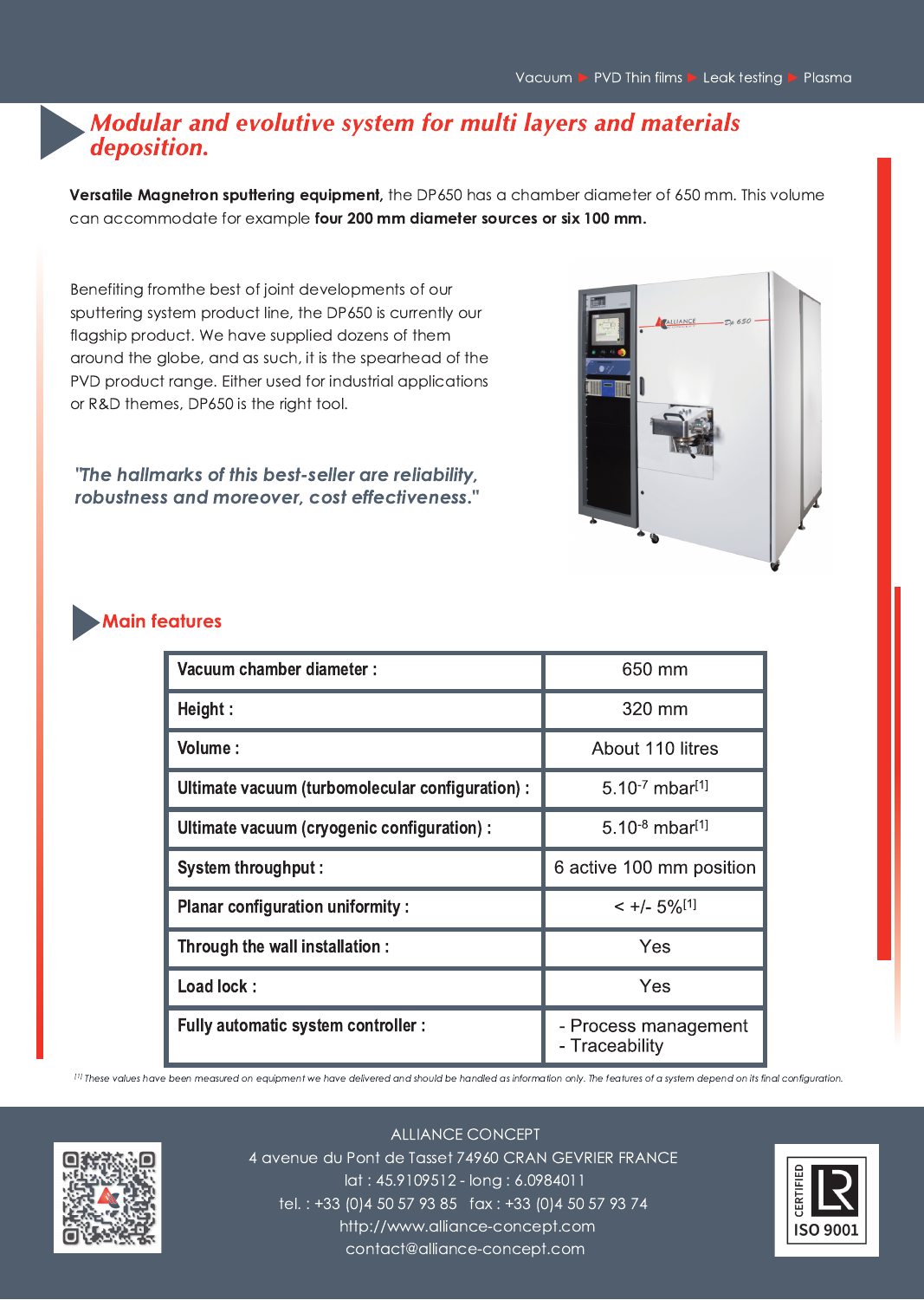Vacuum ▶ PVD Thin films ▶ Leak testing ▶ Plasma

# Modular and evolutive system for multi layers and materials deposition.

**Versatile Magnetron sputtering equipment,** the DP650 has a chamber diameter of 650 mm. This volume can accommodate for example **four 200 mm diameter sources or six 100 mm.**

Benefiting fromthe best of joint developments of our sputtering system product line, the DP650 is currently our flagship product. We have supplied dozens of them around the globe, and as such, it is the spearhead of the PVD product range. Either used for industrial applications or R&D themes, DP650 is the right tool.

*"The hallmarks of this best-seller are reliability, robustness and moreover, cost effectiveness."*

## Main features

| | |
|---|---|
| **Vacuum chamber diameter :** | 650 mm |
| **Height :** | 320 mm |
| **Volume :** | About 110 litres |
| **Ultimate vacuum (turbomolecular configuration) :** | $5.10^{-7}$ mbar[1] |
| **Ultimate vacuum (cryogenic configuration) :** | $5.10^{-8}$ mbar[1] |
| **System throughput :** | 6 active 100 mm position |
| **Planar configuration uniformity :** | < +/- 5%[1] |
| **Through the wall installation :** | Yes |
| **Load lock :** | Yes |
| **Fully automatic system controller :** | - Process management<br>- Traceability |

[1] These values have been measured on equipment we have delivered and should be handled as information only. The features of a system depend on its final configuration.

ALLIANCE CONCEPT
4 avenue du Pont de Tasset 74960 CRAN GEVRIER FRANCE
lat : 45.9109512 - long : 6.0984011
tel. : +33 (0)4 50 57 93 85 fax : +33 (0)4 50 57 93 74
http://www.alliance-concept.com
contact@alliance-concept.com

CERTIFIED ISO 9001